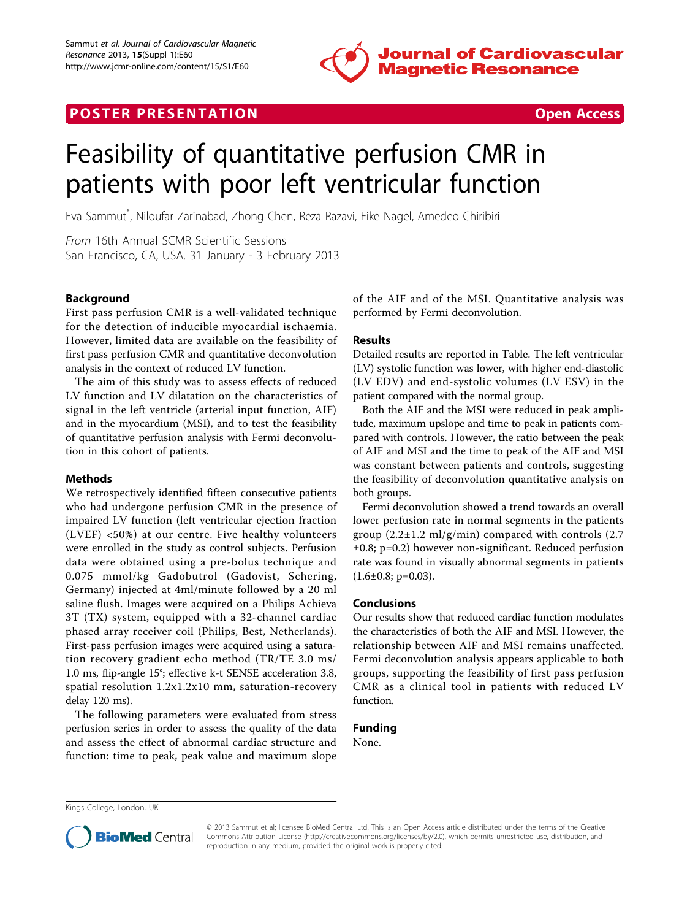POSTER PRESENTATION

Open Access

# Feasibility of quantitative perfusion CMR in patients with poor left ventricular function

Eva Sammut*, Niloufar Zarinabad, Zhong Chen, Reza Razavi, Eike Nagel, Amedeo Chiribiri

*From* 16th Annual SCMR Scientific Sessions
San Francisco, CA, USA. 31 January - 3 February 2013

## Background

First pass perfusion CMR is a well-validated technique for the detection of inducible myocardial ischaemia. However, limited data are available on the feasibility of first pass perfusion CMR and quantitative deconvolution analysis in the context of reduced LV function.

The aim of this study was to assess effects of reduced LV function and LV dilatation on the characteristics of signal in the left ventricle (arterial input function, AIF) and in the myocardium (MSI), and to test the feasibility of quantitative perfusion analysis with Fermi deconvolution in this cohort of patients.

## Methods

We retrospectively identified fifteen consecutive patients who had undergone perfusion CMR in the presence of impaired LV function (left ventricular ejection fraction (LVEF) <50%) at our centre. Five healthy volunteers were enrolled in the study as control subjects. Perfusion data were obtained using a pre-bolus technique and 0.075 mmol/kg Gadobutrol (Gadovist, Schering, Germany) injected at 4ml/minute followed by a 20 ml saline flush. Images were acquired on a Philips Achieva 3T (TX) system, equipped with a 32-channel cardiac phased array receiver coil (Philips, Best, Netherlands). First-pass perfusion images were acquired using a saturation recovery gradient echo method (TR/TE 3.0 ms/ 1.0 ms, flip-angle 15°; effective k-t SENSE acceleration 3.8, spatial resolution 1.2x1.2x10 mm, saturation-recovery delay 120 ms).

The following parameters were evaluated from stress perfusion series in order to assess the quality of the data and assess the effect of abnormal cardiac structure and function: time to peak, peak value and maximum slope of the AIF and of the MSI. Quantitative analysis was performed by Fermi deconvolution.

## Results

Detailed results are reported in Table. The left ventricular (LV) systolic function was lower, with higher end-diastolic (LV EDV) and end-systolic volumes (LV ESV) in the patient compared with the normal group.

Both the AIF and the MSI were reduced in peak amplitude, maximum upslope and time to peak in patients compared with controls. However, the ratio between the peak of AIF and MSI and the time to peak of the AIF and MSI was constant between patients and controls, suggesting the feasibility of deconvolution quantitative analysis on both groups.

Fermi deconvolution showed a trend towards an overall lower perfusion rate in normal segments in the patients group (2.2±1.2 ml/g/min) compared with controls (2.7 ±0.8; p=0.2) however non-significant. Reduced perfusion rate was found in visually abnormal segments in patients (1.6±0.8; p=0.03).

## Conclusions

Our results show that reduced cardiac function modulates the characteristics of both the AIF and MSI. However, the relationship between AIF and MSI remains unaffected. Fermi deconvolution analysis appears applicable to both groups, supporting the feasibility of first pass perfusion CMR as a clinical tool in patients with reduced LV function.

## Funding

None.

Kings College, London, UK

© 2013 Sammut et al; licensee BioMed Central Ltd. This is an Open Access article distributed under the terms of the Creative Commons Attribution License (http://creativecommons.org/licenses/by/2.0), which permits unrestricted use, distribution, and reproduction in any medium, provided the original work is properly cited.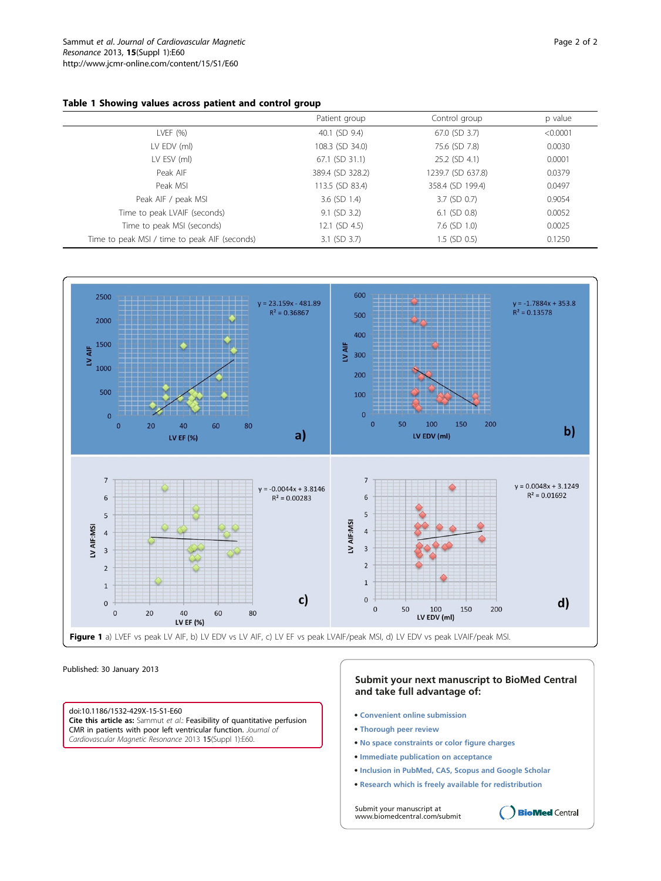**Table 1 Showing values across patient and control group**

| | Patient group | Control group | p value |
|---|---|---|---|
| LVEF (%) | 40.1 (SD 9.4) | 67.0 (SD 3.7) | <0.0001 |
| LV EDV (ml) | 108.3 (SD 34.0) | 75.6 (SD 7.8) | 0.0030 |
| LV ESV (ml) | 67.1 (SD 31.1) | 25.2 (SD 4.1) | 0.0001 |
| Peak AIF | 389.4 (SD 328.2) | 1239.7 (SD 637.8) | 0.0379 |
| Peak MSI | 113.5 (SD 83.4) | 358.4 (SD 199.4) | 0.0497 |
| Peak AIF / peak MSI | 3.6 (SD 1.4) | 3.7 (SD 0.7) | 0.9054 |
| Time to peak LVAIF (seconds) | 9.1 (SD 3.2) | 6.1 (SD 0.8) | 0.0052 |
| Time to peak MSI (seconds) | 12.1 (SD 4.5) | 7.6 (SD 1.0) | 0.0025 |
| Time to peak MSI / time to peak AIF (seconds) | 3.1 (SD 3.7) | 1.5 (SD 0.5) | 0.1250 |

a)
LV AIF
LV EF (%)
y = 23.159x - 481.89
$R^2$ = 0.36867

b)
LV AIF
LV EDV (ml)
y = -1.7884x + 353.8
$R^2$ = 0.13578

c)
LV AIF:MSI
LV EF (%)
y = -0.0044x + 3.8146
$R^2$ = 0.00283

d)
LV AIF:MSI
LV EDV (ml)
y = 0.0048x + 3.1249
$R^2$ = 0.01692

**Figure 1** a) LVEF vs peak LV AIF, b) LV EDV vs LV AIF, c) LV EF vs peak LVAIF/peak MSI, d) LV EDV vs peak LVAIF/peak MSI.

Published: 30 January 2013

doi:10.1186/1532-429X-15-S1-E60
**Cite this article as:** Sammut *et al.*: Feasibility of quantitative perfusion CMR in patients with poor left ventricular function. *Journal of Cardiovascular Magnetic Resonance* 2013 **15**(Suppl 1):E60.

**Submit your next manuscript to BioMed Central and take full advantage of:**

- Convenient online submission
- Thorough peer review
- No space constraints or color figure charges
- Immediate publication on acceptance
- Inclusion in PubMed, CAS, Scopus and Google Scholar
- Research which is freely available for redistribution

Submit your manuscript at www.biomedcentral.com/submit